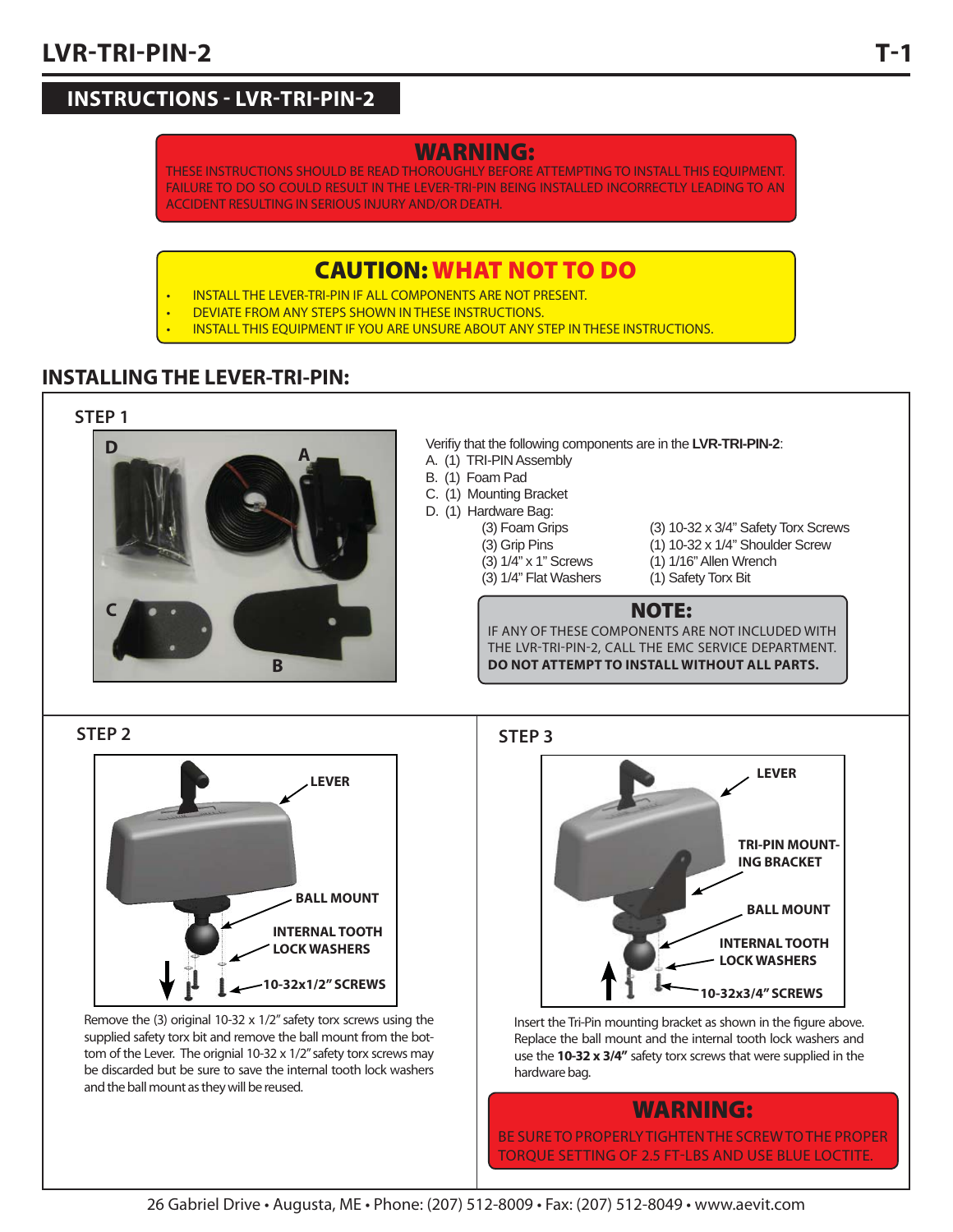## INSTRUCTIONS - LVR-TRI-PIN-2

**WARNING:**

THESE INSTRUCTIONS SHOULD BE READ THOROUGHLY BEFORE ATTEMPTING TO INSTALL THIS EQUIPMENT. FAILURE TO DO SO COULD RESULT IN THE LEVER-TRI-PIN BEING INSTALLED INCORRECTLY LEADING TO AN ACCIDENT RESULTING IN SERIOUS INJURY AND/OR DEATH.

**CAUTION: WHAT NOT TO DO**

- INSTALL THE LEVER-TRI-PIN IF ALL COMPONENTS ARE NOT PRESENT.
- DEVIATE FROM ANY STEPS SHOWN IN THESE INSTRUCTIONS.
- INSTALL THIS EQUIPMENT IF YOU ARE UNSURE ABOUT ANY STEP IN THESE INSTRUCTIONS.

## INSTALLING THE LEVER-TRI-PIN:

### STEP 1

Verifiy that the following components are in the **LVR-TRI-PIN-2**:

A. (1) TRI-PIN Assembly
B. (1) Foam Pad
C. (1) Mounting Bracket
D. (1) Hardware Bag:

- (3) Foam Grips
- (3) Grip Pins
- (3) 1/4" x 1" Screws
- (3) 1/4" Flat Washers
- (3) 10-32 x 3/4" Safety Torx Screws
- (1) 10-32 x 1/4" Shoulder Screw
- (1) 1/16" Allen Wrench
- (1) Safety Torx Bit

**NOTE:**

IF ANY OF THESE COMPONENTS ARE NOT INCLUDED WITH THE LVR-TRI-PIN-2, CALL THE EMC SERVICE DEPARTMENT. **DO NOT ATTEMPT TO INSTALL WITHOUT ALL PARTS.**

### STEP 2

LEVER
BALL MOUNT
INTERNAL TOOTH LOCK WASHERS
10-32x1/2" SCREWS

Remove the (3) original 10-32 x 1/2" safety torx screws using the supplied safety torx bit and remove the ball mount from the bottom of the Lever. The orignial 10-32 x 1/2" safety torx screws may be discarded but be sure to save the internal tooth lock washers and the ball mount as they will be reused.

### STEP 3

LEVER
TRI-PIN MOUNTING BRACKET
BALL MOUNT
INTERNAL TOOTH LOCK WASHERS
10-32x3/4" SCREWS

Insert the Tri-Pin mounting bracket as shown in the figure above. Replace the ball mount and the internal tooth lock washers and use the **10-32 x 3/4"** safety torx screws that were supplied in the hardware bag.

**WARNING:**

BE SURE TO PROPERLY TIGHTEN THE SCREW TO THE PROPER TORQUE SETTING OF 2.5 FT-LBS AND USE BLUE LOCTITE.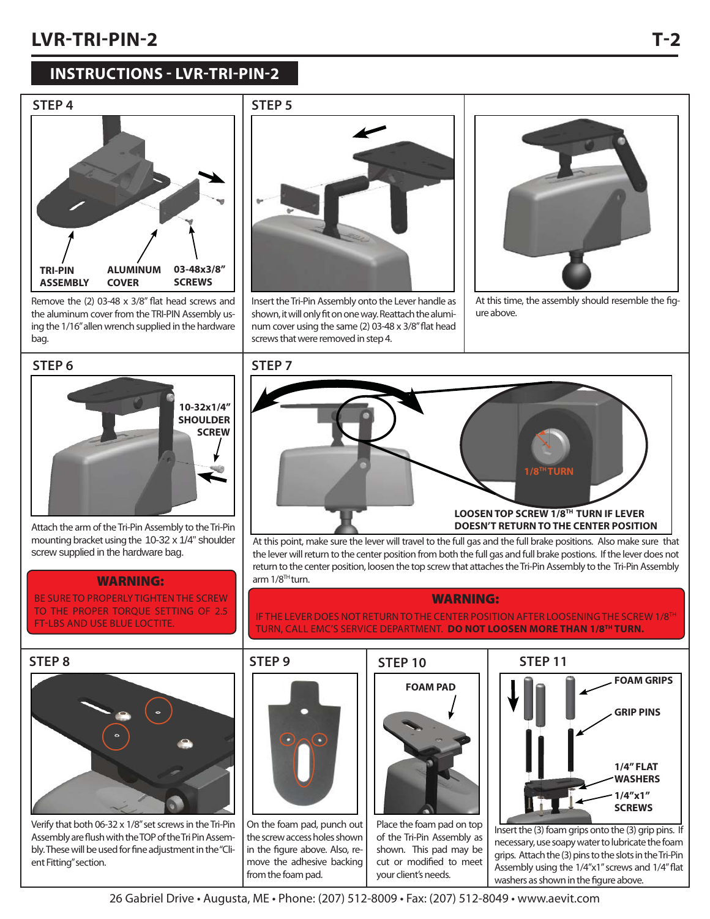## INSTRUCTIONS - LVR-TRI-PIN-2

### STEP 4

TRI-PIN ASSEMBLY

ALUMINUM COVER

03-48x3/8" SCREWS

Remove the (2) 03-48 x 3/8" flat head screws and the aluminum cover from the TRI-PIN Assembly using the 1/16" allen wrench supplied in the hardware bag.

### STEP 5

Insert the Tri-Pin Assembly onto the Lever handle as shown, it will only fit on one way. Reattach the aluminum cover using the same (2) 03-48 x 3/8" flat head screws that were removed in step 4.

At this time, the assembly should resemble the figure above.

### STEP 6

10-32x1/4" SHOULDER SCREW

Attach the arm of the Tri-Pin Assembly to the Tri-Pin mounting bracket using the 10-32 x 1/4" shoulder screw supplied in the hardware bag.

**WARNING:**

BE SURE TO PROPERLY TIGHTEN THE SCREW TO THE PROPER TORQUE SETTING OF 2.5 FT-LBS AND USE BLUE LOCTITE.

### STEP 7

1/8TH TURN

**LOOSEN TOP SCREW 1/8TH TURN IF LEVER DOESN'T RETURN TO THE CENTER POSITION**

At this point, make sure the lever will travel to the full gas and the full brake positions. Also make sure that the lever will return to the center position from both the full gas and full brake positions. If the lever does not return to the center position, loosen the top screw that attaches the Tri-Pin Assembly to the Tri-Pin Assembly arm 1/8TH turn.

**WARNING:**

IF THE LEVER DOES NOT RETURN TO THE CENTER POSITION AFTER LOOSENING THE SCREW 1/8TH TURN, CALL EMC'S SERVICE DEPARTMENT. **DO NOT LOOSEN MORE THAN 1/8TH TURN.**

### STEP 8

Verify that both 06-32 x 1/8" set screws in the Tri-Pin Assembly are flush with the TOP of the Tri Pin Assembly. These will be used for fine adjustment in the "Client Fitting" section.

### STEP 9

On the foam pad, punch out the screw access holes shown in the figure above. Also, remove the adhesive backing from the foam pad.

### STEP 10

FOAM PAD

Place the foam pad on top of the Tri-Pin Assembly as shown. This pad may be cut or modified to meet your client's needs.

### STEP 11

FOAM GRIPS

GRIP PINS

1/4" FLAT WASHERS

1/4"x1" SCREWS

Insert the (3) foam grips onto the (3) grip pins. If necessary, use soapy water to lubricate the foam grips. Attach the (3) pins to the slots in the Tri-Pin Assembly using the 1/4"x1" screws and 1/4" flat washers as shown in the figure above.

26 Gabriel Drive • Augusta, ME • Phone: (207) 512-8009 • Fax: (207) 512-8049 • www.aevit.com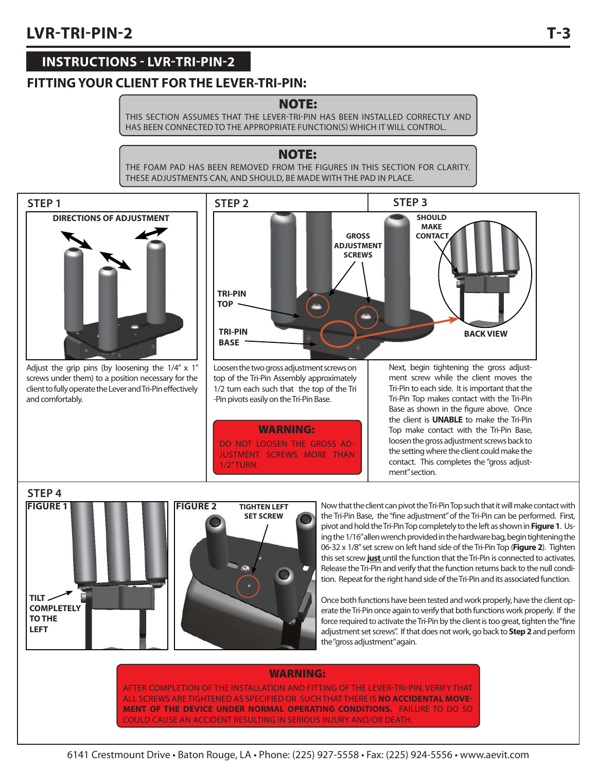## INSTRUCTIONS - LVR-TRI-PIN-2

### FITTING YOUR CLIENT FOR THE LEVER-TRI-PIN:

**NOTE:**
THIS SECTION ASSUMES THAT THE LEVER-TRI-PIN HAS BEEN INSTALLED CORRECTLY AND HAS BEEN CONNECTED TO THE APPROPRIATE FUNCTION(S) WHICH IT WILL CONTROL.

**NOTE:**
THE FOAM PAD HAS BEEN REMOVED FROM THE FIGURES IN THIS SECTION FOR CLARITY. THESE ADJUSTMENTS CAN, AND SHOULD, BE MADE WITH THE PAD IN PLACE.

### STEP 1

DIRECTIONS OF ADJUSTMENT

Adjust the grip pins (by loosening the 1/4" x 1" screws under them) to a position necessary for the client to fully operate the Lever and Tri-Pin effectively and comfortably.

### STEP 2

GROSS ADJUSTMENT SCREWS

TRI-PIN TOP

TRI-PIN BASE

Loosen the two gross adjustment screws on top of the Tri-Pin Assembly approximately 1/2 turn each such that the top of the Tri-Pin pivots easily on the Tri-Pin Base.

**WARNING:**
DO NOT LOOSEN THE GROSS ADJUSTMENT SCREWS MORE THAN 1/2" TURN.

### STEP 3

SHOULD MAKE CONTACT

BACK VIEW

Next, begin tightening the gross adjustment screw while the client moves the Tri-Pin to each side. It is important that the Tri-Pin Top makes contact with the Tri-Pin Base as shown in the figure above. Once the client is **UNABLE** to make the Tri-Pin Top make contact with the Tri-Pin Base, loosen the gross adjustment screws back to the setting where the client could make the contact. This completes the "gross adjustment" section.

### STEP 4

FIGURE 1

TILT COMPLETELY TO THE LEFT

FIGURE 2

TIGHTEN LEFT SET SCREW

Now that the client can pivot the Tri-Pin Top such that it will make contact with the Tri-Pin Base, the "fine adjustment" of the Tri-Pin can be performed. First, pivot and hold the Tri-Pin Top completely to the left as shown in **Figure 1**. Using the 1/16" allen wrench provided in the hardware bag, begin tightening the 06-32 x 1/8" set screw on left hand side of the Tri-Pin Top (**Figure 2**). Tighten this set screw **just** until the function that the Tri-Pin is connected to activates. Release the Tri-Pin and verify that the function returns back to the null condition. Repeat for the right hand side of the Tri-Pin and its associated function.

Once both functions have been tested and work properly, have the client operate the Tri-Pin once again to verify that both functions work properly. If the force required to activate the Tri-Pin by the client is too great, tighten the "fine adjustment set screws". If that does not work, go back to **Step 2** and perform the "gross adjustment" again.

**WARNING:**
AFTER COMPLETION OF THE INSTALLATION AND FITTING OF THE LEVER-TRI-PIN, VERIFY THAT ALL SCREWS ARE TIGHTENED AS SPECIFIED OR SUCH THAT THERE IS **NO ACCIDENTAL MOVEMENT OF THE DEVICE UNDER NORMAL OPERATING CONDITIONS.** FAILURE TO DO SO COULD CAUSE AN ACCIDENT RESULTING IN SERIOUS INJURY AND/OR DEATH.